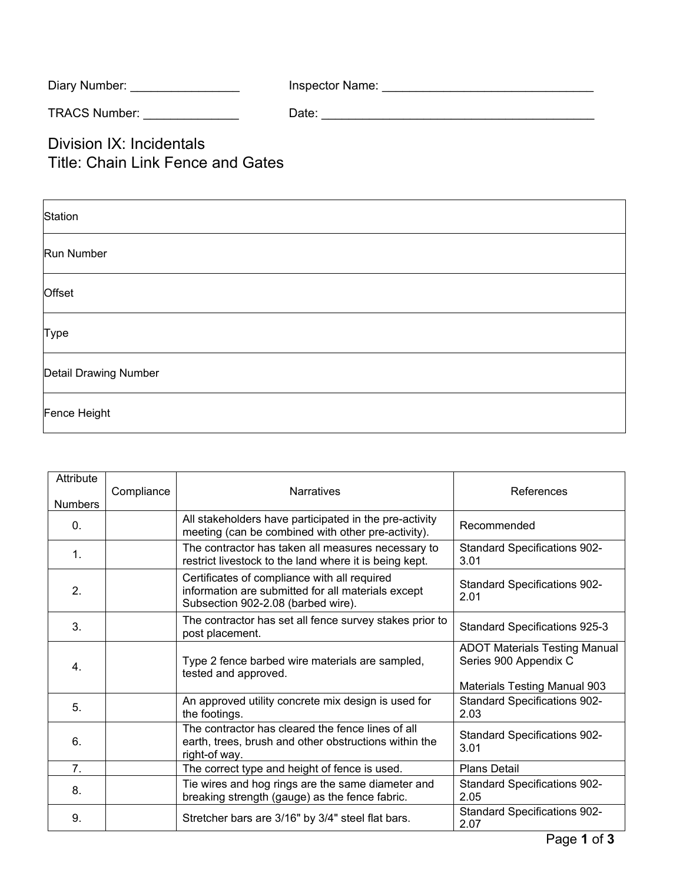Diary Number: ________________ Inspector Name: ________________________________

TRACS Number: ______________ Date: _________________________________________

# Division IX: Incidentals
# Title: Chain Link Fence and Gates

| Station | |
|---|---|
| Run Number | |
| Offset | |
| Type | |
| Detail Drawing Number | |
| Fence Height | |

| Attribute Numbers | Compliance | Narratives | References |
|---|---|---|---|
| 0. | | All stakeholders have participated in the pre-activity meeting (can be combined with other pre-activity). | Recommended |
| 1. | | The contractor has taken all measures necessary to restrict livestock to the land where it is being kept. | Standard Specifications 902-3.01 |
| 2. | | Certificates of compliance with all required information are submitted for all materials except Subsection 902-2.08 (barbed wire). | Standard Specifications 902-2.01 |
| 3. | | The contractor has set all fence survey stakes prior to post placement. | Standard Specifications 925-3 |
| 4. | | Type 2 fence barbed wire materials are sampled, tested and approved. | ADOT Materials Testing Manual Series 900 Appendix C<br><br>Materials Testing Manual 903 |
| 5. | | An approved utility concrete mix design is used for the footings. | Standard Specifications 902-2.03 |
| 6. | | The contractor has cleared the fence lines of all earth, trees, brush and other obstructions within the right-of way. | Standard Specifications 902-3.01 |
| 7. | | The correct type and height of fence is used. | Plans Detail |
| 8. | | Tie wires and hog rings are the same diameter and breaking strength (gauge) as the fence fabric. | Standard Specifications 902-2.05 |
| 9. | | Stretcher bars are 3/16" by 3/4" steel flat bars. | Standard Specifications 902-2.07 |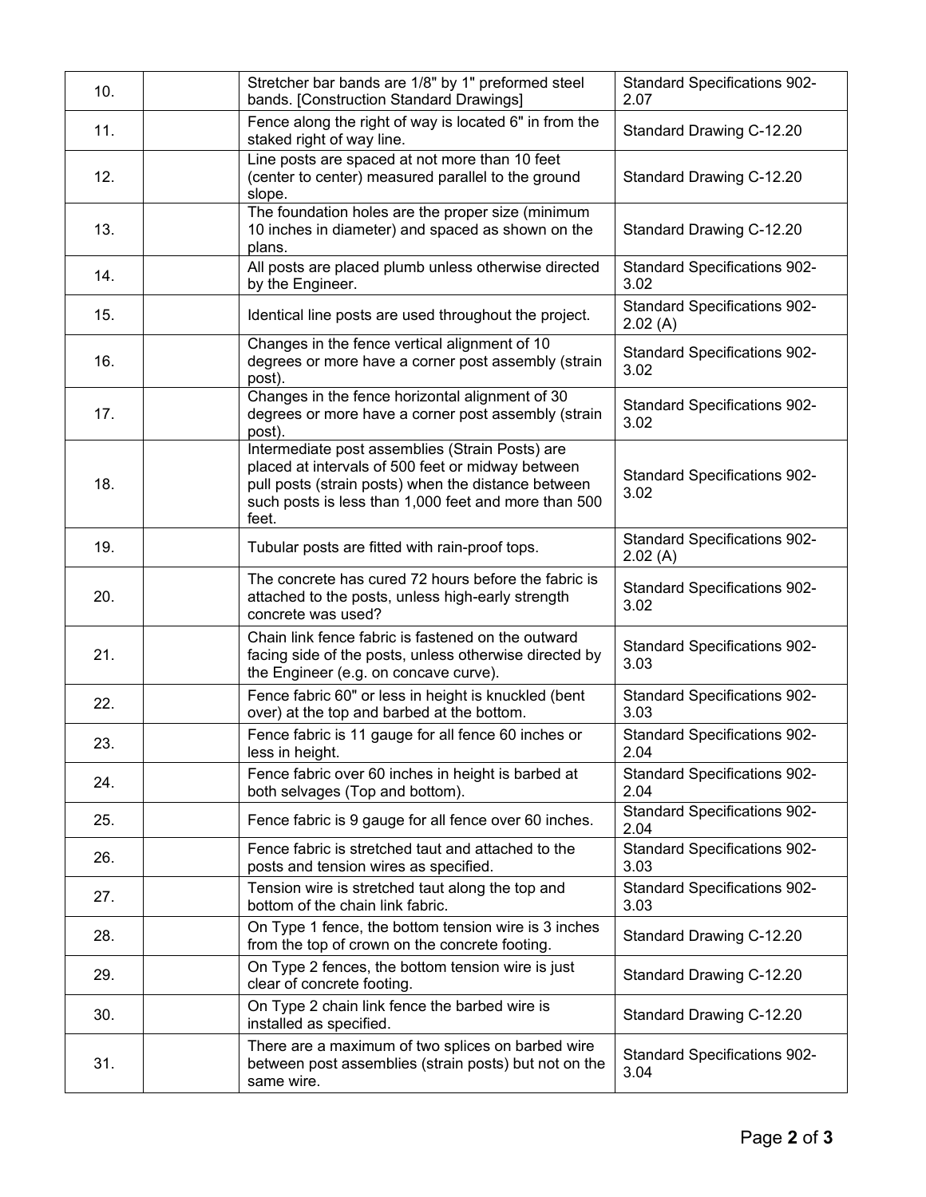| | | | |
|---|---|---|---|
| 10. | | Stretcher bar bands are 1/8" by 1" preformed steel bands. [Construction Standard Drawings] | Standard Specifications 902-2.07 |
| 11. | | Fence along the right of way is located 6" in from the staked right of way line. | Standard Drawing C-12.20 |
| 12. | | Line posts are spaced at not more than 10 feet (center to center) measured parallel to the ground slope. | Standard Drawing C-12.20 |
| 13. | | The foundation holes are the proper size (minimum 10 inches in diameter) and spaced as shown on the plans. | Standard Drawing C-12.20 |
| 14. | | All posts are placed plumb unless otherwise directed by the Engineer. | Standard Specifications 902-3.02 |
| 15. | | Identical line posts are used throughout the project. | Standard Specifications 902-2.02 (A) |
| 16. | | Changes in the fence vertical alignment of 10 degrees or more have a corner post assembly (strain post). | Standard Specifications 902-3.02 |
| 17. | | Changes in the fence horizontal alignment of 30 degrees or more have a corner post assembly (strain post). | Standard Specifications 902-3.02 |
| 18. | | Intermediate post assemblies (Strain Posts) are placed at intervals of 500 feet or midway between pull posts (strain posts) when the distance between such posts is less than 1,000 feet and more than 500 feet. | Standard Specifications 902-3.02 |
| 19. | | Tubular posts are fitted with rain-proof tops. | Standard Specifications 902-2.02 (A) |
| 20. | | The concrete has cured 72 hours before the fabric is attached to the posts, unless high-early strength concrete was used? | Standard Specifications 902-3.02 |
| 21. | | Chain link fence fabric is fastened on the outward facing side of the posts, unless otherwise directed by the Engineer (e.g. on concave curve). | Standard Specifications 902-3.03 |
| 22. | | Fence fabric 60" or less in height is knuckled (bent over) at the top and barbed at the bottom. | Standard Specifications 902-3.03 |
| 23. | | Fence fabric is 11 gauge for all fence 60 inches or less in height. | Standard Specifications 902-2.04 |
| 24. | | Fence fabric over 60 inches in height is barbed at both selvages (Top and bottom). | Standard Specifications 902-2.04 |
| 25. | | Fence fabric is 9 gauge for all fence over 60 inches. | Standard Specifications 902-2.04 |
| 26. | | Fence fabric is stretched taut and attached to the posts and tension wires as specified. | Standard Specifications 902-3.03 |
| 27. | | Tension wire is stretched taut along the top and bottom of the chain link fabric. | Standard Specifications 902-3.03 |
| 28. | | On Type 1 fence, the bottom tension wire is 3 inches from the top of crown on the concrete footing. | Standard Drawing C-12.20 |
| 29. | | On Type 2 fences, the bottom tension wire is just clear of concrete footing. | Standard Drawing C-12.20 |
| 30. | | On Type 2 chain link fence the barbed wire is installed as specified. | Standard Drawing C-12.20 |
| 31. | | There are a maximum of two splices on barbed wire between post assemblies (strain posts) but not on the same wire. | Standard Specifications 902-3.04 |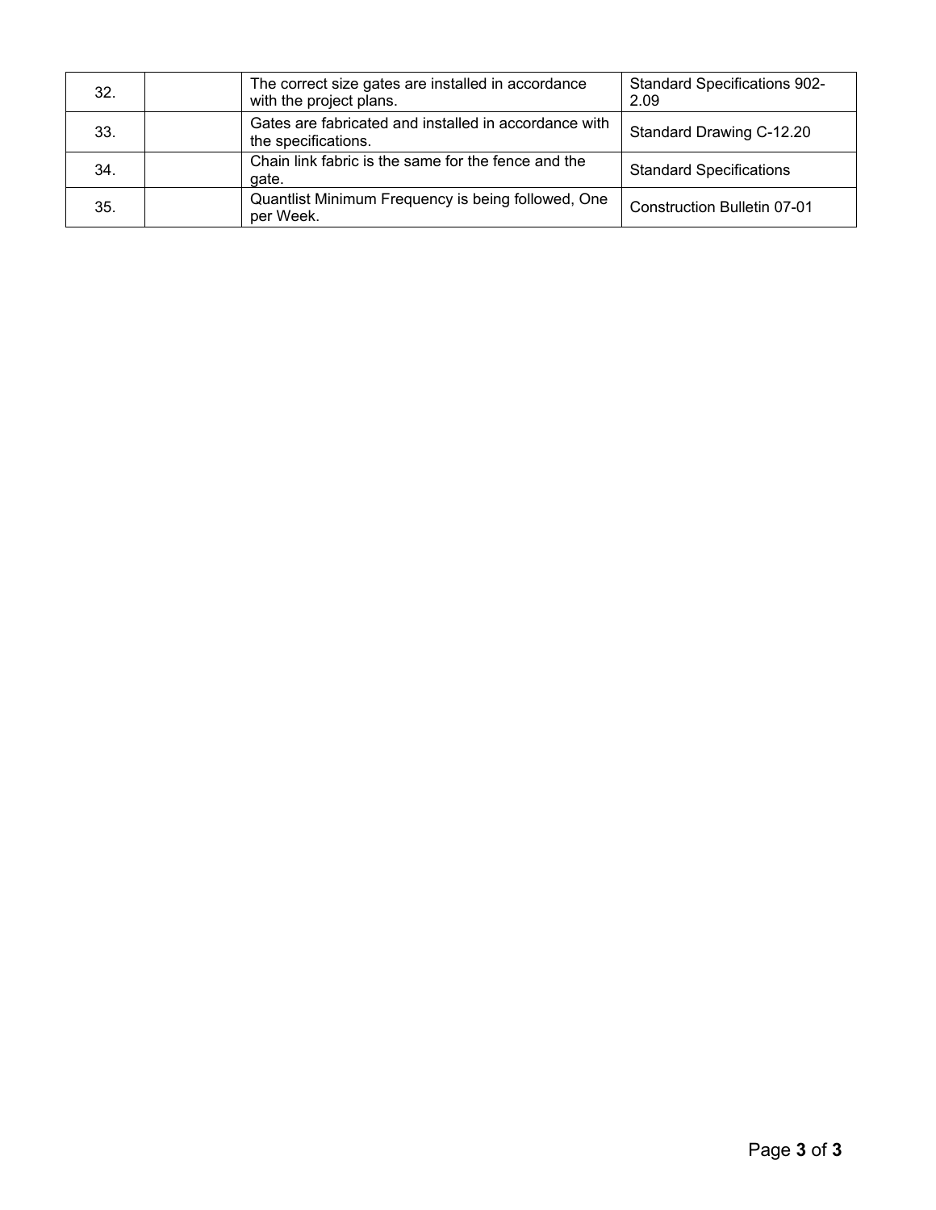| | | | |
|---|---|---|---|
| 32. | | The correct size gates are installed in accordance with the project plans. | Standard Specifications 902-2.09 |
| 33. | | Gates are fabricated and installed in accordance with the specifications. | Standard Drawing C-12.20 |
| 34. | | Chain link fabric is the same for the fence and the gate. | Standard Specifications |
| 35. | | Quantlist Minimum Frequency is being followed, One per Week. | Construction Bulletin 07-01 |